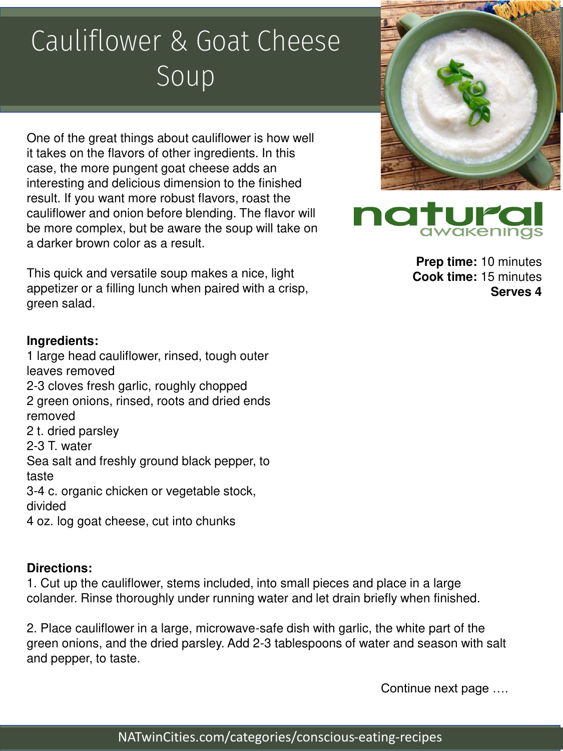# Cauliflower & Goat Cheese Soup

One of the great things about cauliflower is how well it takes on the flavors of other ingredients. In this case, the more pungent goat cheese adds an interesting and delicious dimension to the finished result. If you want more robust flavors, roast the cauliflower and onion before blending. The flavor will be more complex, but be aware the soup will take on a darker brown color as a result.

This quick and versatile soup makes a nice, light appetizer or a filling lunch when paired with a crisp, green salad.

natural awakenings

**Prep time:** 10 minutes
**Cook time:** 15 minutes
**Serves 4**

**Ingredients:**

1 large head cauliflower, rinsed, tough outer leaves removed
2-3 cloves fresh garlic, roughly chopped
2 green onions, rinsed, roots and dried ends removed
2 t. dried parsley
2-3 T. water
Sea salt and freshly ground black pepper, to taste
3-4 c. organic chicken or vegetable stock, divided
4 oz. log goat cheese, cut into chunks

**Directions:**

1. Cut up the cauliflower, stems included, into small pieces and place in a large colander. Rinse thoroughly under running water and let drain briefly when finished.

2. Place cauliflower in a large, microwave-safe dish with garlic, the white part of the green onions, and the dried parsley. Add 2-3 tablespoons of water and season with salt and pepper, to taste.

Continue next page ….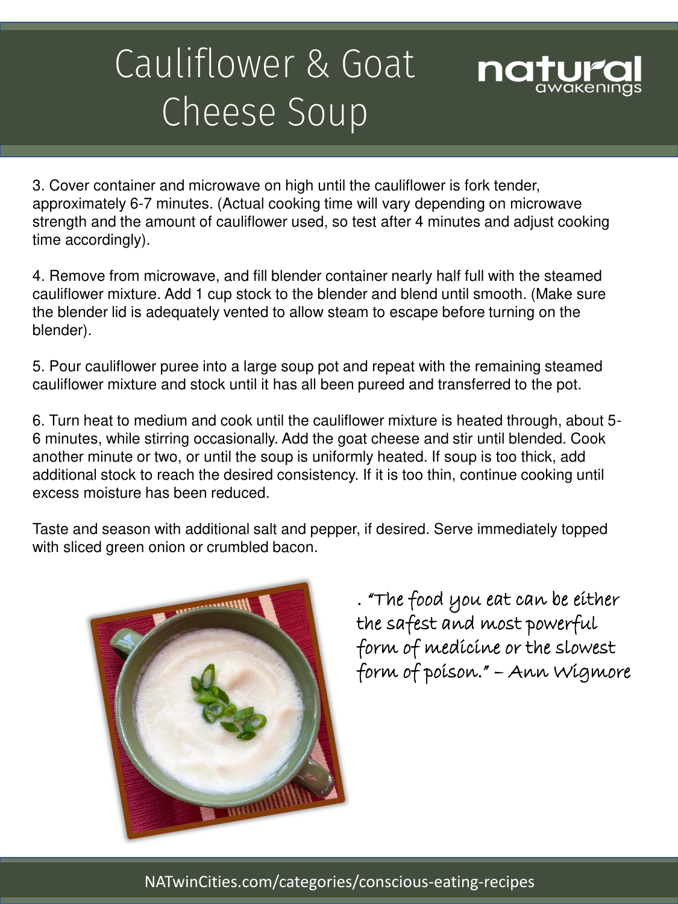# Cauliflower & Goat Cheese Soup

3. Cover container and microwave on high until the cauliflower is fork tender, approximately 6-7 minutes. (Actual cooking time will vary depending on microwave strength and the amount of cauliflower used, so test after 4 minutes and adjust cooking time accordingly).

4. Remove from microwave, and fill blender container nearly half full with the steamed cauliflower mixture. Add 1 cup stock to the blender and blend until smooth. (Make sure the blender lid is adequately vented to allow steam to escape before turning on the blender).

5. Pour cauliflower puree into a large soup pot and repeat with the remaining steamed cauliflower mixture and stock until it has all been pureed and transferred to the pot.

6. Turn heat to medium and cook until the cauliflower mixture is heated through, about 5-6 minutes, while stirring occasionally. Add the goat cheese and stir until blended. Cook another minute or two, or until the soup is uniformly heated. If soup is too thick, add additional stock to reach the desired consistency. If it is too thin, continue cooking until excess moisture has been reduced.

Taste and season with additional salt and pepper, if desired. Serve immediately topped with sliced green onion or crumbled bacon.

*. "The food you eat can be either the safest and most powerful form of medicine or the slowest form of poison." – Ann Wigmore*

NATwinCities.com/categories/conscious-eating-recipes